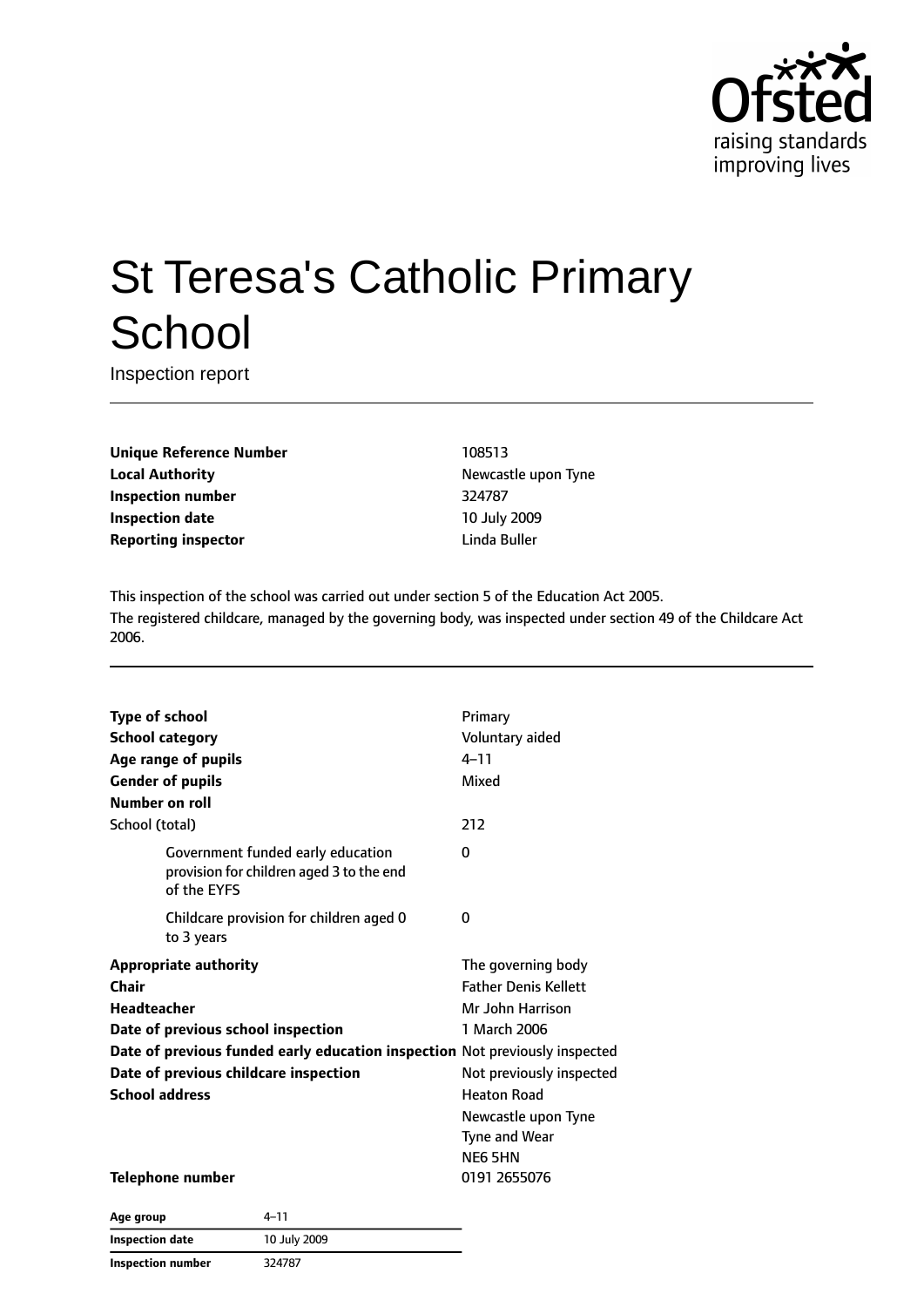# St Teresa's Catholic Primary School

Inspection report

| | |
|---|---|
| **Unique Reference Number** | 108513 |
| **Local Authority** | Newcastle upon Tyne |
| **Inspection number** | 324787 |
| **Inspection date** | 10 July 2009 |
| **Reporting inspector** | Linda Buller |

This inspection of the school was carried out under section 5 of the Education Act 2005.
The registered childcare, managed by the governing body, was inspected under section 49 of the Childcare Act 2006.

| | |
|---|---|
| **Type of school** | Primary |
| **School category** | Voluntary aided |
| **Age range of pupils** | 4–11 |
| **Gender of pupils** | Mixed |
| **Number on roll** | |
| School (total) | 212 |
| Government funded early education provision for children aged 3 to the end of the EYFS | 0 |
| Childcare provision for children aged 0 to 3 years | 0 |
| **Appropriate authority** | The governing body |
| **Chair** | Father Denis Kellett |
| **Headteacher** | Mr John Harrison |
| **Date of previous school inspection** | 1 March 2006 |
| **Date of previous funded early education inspection** | Not previously inspected |
| **Date of previous childcare inspection** | Not previously inspected |
| **School address** | Heaton Road<br>Newcastle upon Tyne<br>Tyne and Wear<br>NE6 5HN |
| **Telephone number** | 0191 2655076 |

| | |
|---|---|
| **Age group** | 4–11 |
| **Inspection date** | 10 July 2009 |
| **Inspection number** | 324787 |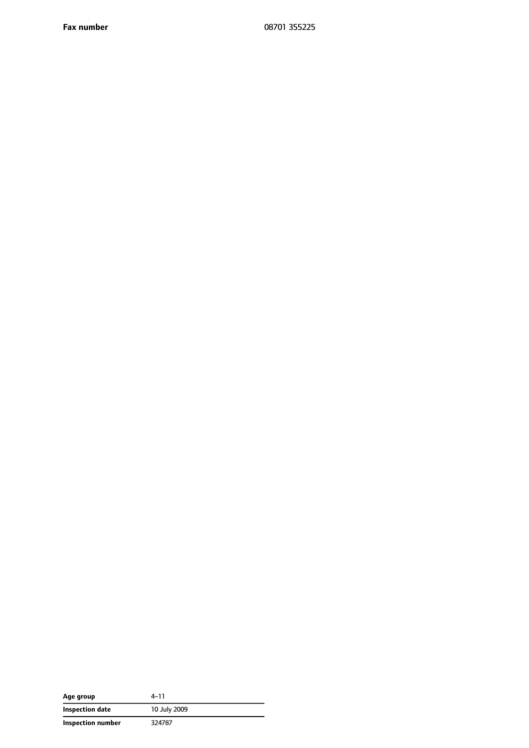| **Fax number** | 08701 355225 |
| --- | --- |

| **Age group** | 4–11 |
| --- | --- |
| **Inspection date** | 10 July 2009 |
| **Inspection number** | 324787 |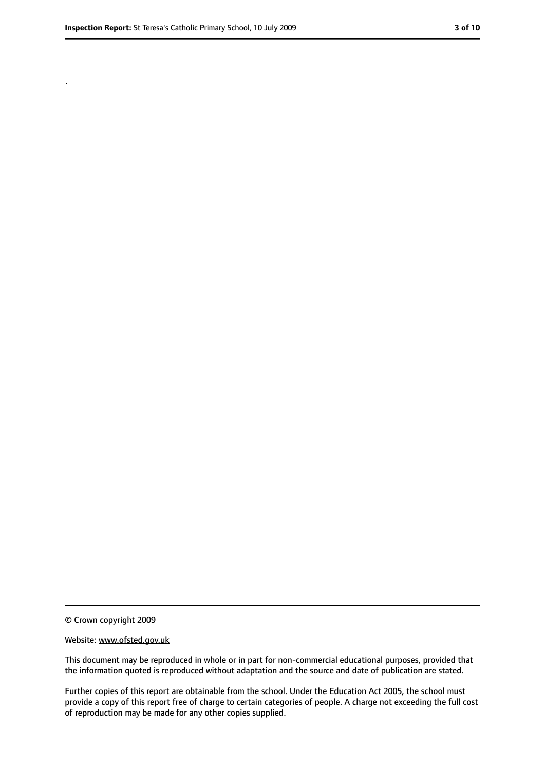.

© Crown copyright 2009

Website: www.ofsted.gov.uk

This document may be reproduced in whole or in part for non-commercial educational purposes, provided that the information quoted is reproduced without adaptation and the source and date of publication are stated.

Further copies of this report are obtainable from the school. Under the Education Act 2005, the school must provide a copy of this report free of charge to certain categories of people. A charge not exceeding the full cost of reproduction may be made for any other copies supplied.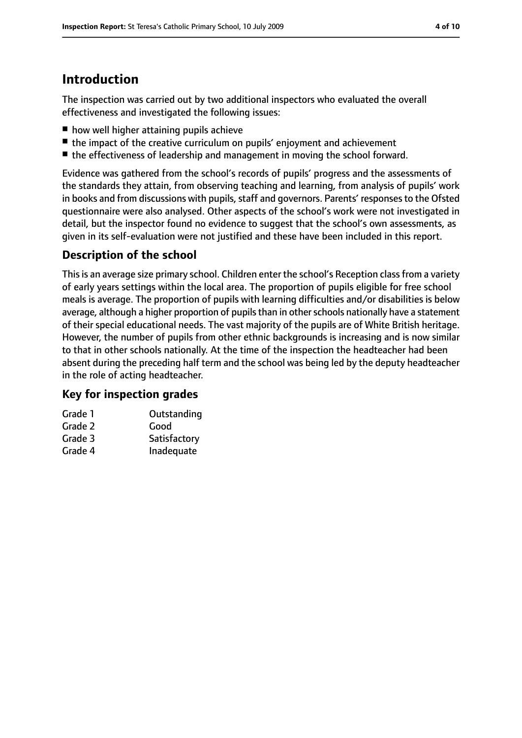## Introduction

The inspection was carried out by two additional inspectors who evaluated the overall effectiveness and investigated the following issues:

- how well higher attaining pupils achieve
- the impact of the creative curriculum on pupils' enjoyment and achievement
- the effectiveness of leadership and management in moving the school forward.

Evidence was gathered from the school's records of pupils' progress and the assessments of the standards they attain, from observing teaching and learning, from analysis of pupils' work in books and from discussions with pupils, staff and governors. Parents' responses to the Ofsted questionnaire were also analysed. Other aspects of the school's work were not investigated in detail, but the inspector found no evidence to suggest that the school's own assessments, as given in its self-evaluation were not justified and these have been included in this report.

### Description of the school

This is an average size primary school. Children enter the school's Reception class from a variety of early years settings within the local area. The proportion of pupils eligible for free school meals is average. The proportion of pupils with learning difficulties and/or disabilities is below average, although a higher proportion of pupils than in other schools nationally have a statement of their special educational needs. The vast majority of the pupils are of White British heritage. However, the number of pupils from other ethnic backgrounds is increasing and is now similar to that in other schools nationally. At the time of the inspection the headteacher had been absent during the preceding half term and the school was being led by the deputy headteacher in the role of acting headteacher.

### Key for inspection grades

| | |
|---|---|
| Grade 1 | Outstanding |
| Grade 2 | Good |
| Grade 3 | Satisfactory |
| Grade 4 | Inadequate |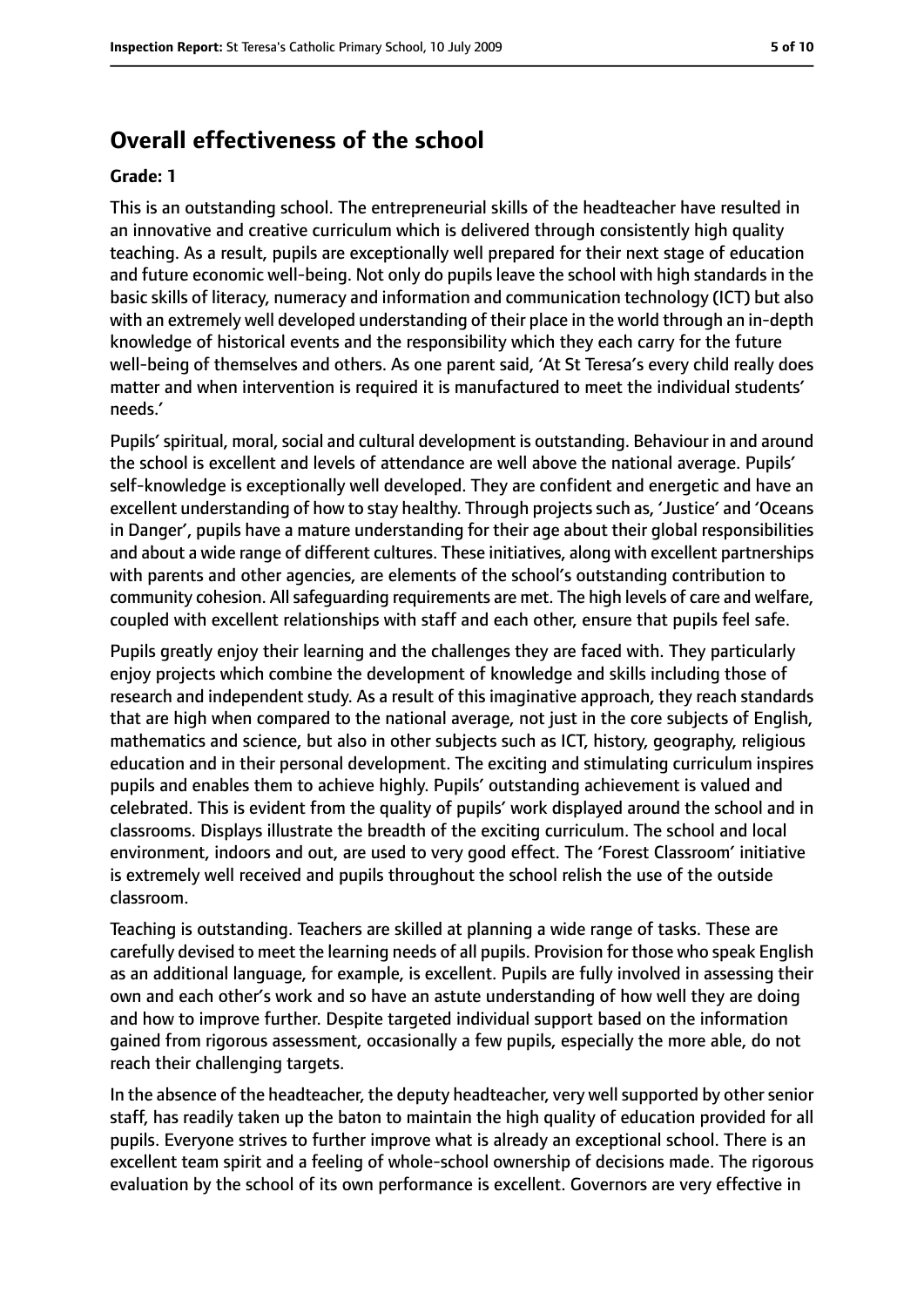## Overall effectiveness of the school

**Grade: 1**

This is an outstanding school. The entrepreneurial skills of the headteacher have resulted in an innovative and creative curriculum which is delivered through consistently high quality teaching. As a result, pupils are exceptionally well prepared for their next stage of education and future economic well-being. Not only do pupils leave the school with high standards in the basic skills of literacy, numeracy and information and communication technology (ICT) but also with an extremely well developed understanding of their place in the world through an in-depth knowledge of historical events and the responsibility which they each carry for the future well-being of themselves and others. As one parent said, 'At St Teresa's every child really does matter and when intervention is required it is manufactured to meet the individual students' needs.'

Pupils' spiritual, moral, social and cultural development is outstanding. Behaviour in and around the school is excellent and levels of attendance are well above the national average. Pupils' self-knowledge is exceptionally well developed. They are confident and energetic and have an excellent understanding of how to stay healthy. Through projects such as, 'Justice' and 'Oceans in Danger', pupils have a mature understanding for their age about their global responsibilities and about a wide range of different cultures. These initiatives, along with excellent partnerships with parents and other agencies, are elements of the school's outstanding contribution to community cohesion. All safeguarding requirements are met. The high levels of care and welfare, coupled with excellent relationships with staff and each other, ensure that pupils feel safe.

Pupils greatly enjoy their learning and the challenges they are faced with. They particularly enjoy projects which combine the development of knowledge and skills including those of research and independent study. As a result of this imaginative approach, they reach standards that are high when compared to the national average, not just in the core subjects of English, mathematics and science, but also in other subjects such as ICT, history, geography, religious education and in their personal development. The exciting and stimulating curriculum inspires pupils and enables them to achieve highly. Pupils' outstanding achievement is valued and celebrated. This is evident from the quality of pupils' work displayed around the school and in classrooms. Displays illustrate the breadth of the exciting curriculum. The school and local environment, indoors and out, are used to very good effect. The 'Forest Classroom' initiative is extremely well received and pupils throughout the school relish the use of the outside classroom.

Teaching is outstanding. Teachers are skilled at planning a wide range of tasks. These are carefully devised to meet the learning needs of all pupils. Provision for those who speak English as an additional language, for example, is excellent. Pupils are fully involved in assessing their own and each other's work and so have an astute understanding of how well they are doing and how to improve further. Despite targeted individual support based on the information gained from rigorous assessment, occasionally a few pupils, especially the more able, do not reach their challenging targets.

In the absence of the headteacher, the deputy headteacher, very well supported by other senior staff, has readily taken up the baton to maintain the high quality of education provided for all pupils. Everyone strives to further improve what is already an exceptional school. There is an excellent team spirit and a feeling of whole-school ownership of decisions made. The rigorous evaluation by the school of its own performance is excellent. Governors are very effective in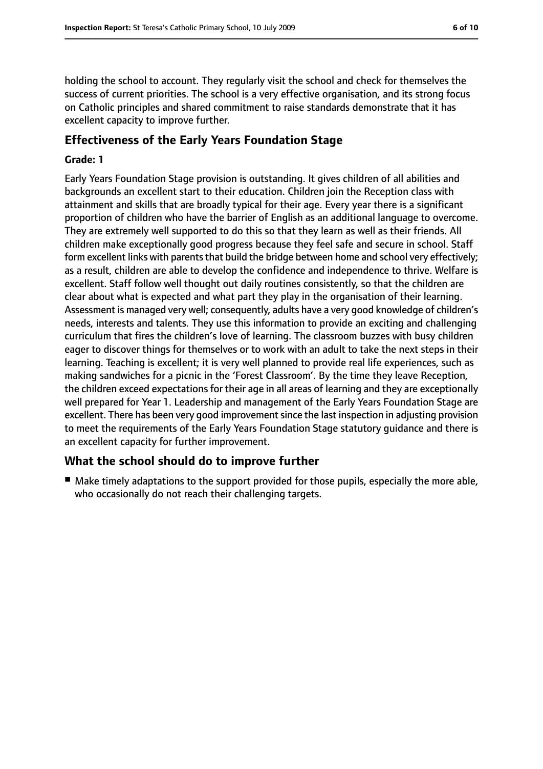holding the school to account. They regularly visit the school and check for themselves the success of current priorities. The school is a very effective organisation, and its strong focus on Catholic principles and shared commitment to raise standards demonstrate that it has excellent capacity to improve further.

## Effectiveness of the Early Years Foundation Stage

**Grade: 1**

Early Years Foundation Stage provision is outstanding. It gives children of all abilities and backgrounds an excellent start to their education. Children join the Reception class with attainment and skills that are broadly typical for their age. Every year there is a significant proportion of children who have the barrier of English as an additional language to overcome. They are extremely well supported to do this so that they learn as well as their friends. All children make exceptionally good progress because they feel safe and secure in school. Staff form excellent links with parents that build the bridge between home and school very effectively; as a result, children are able to develop the confidence and independence to thrive. Welfare is excellent. Staff follow well thought out daily routines consistently, so that the children are clear about what is expected and what part they play in the organisation of their learning. Assessment is managed very well; consequently, adults have a very good knowledge of children's needs, interests and talents. They use this information to provide an exciting and challenging curriculum that fires the children's love of learning. The classroom buzzes with busy children eager to discover things for themselves or to work with an adult to take the next steps in their learning. Teaching is excellent; it is very well planned to provide real life experiences, such as making sandwiches for a picnic in the 'Forest Classroom'. By the time they leave Reception, the children exceed expectations for their age in all areas of learning and they are exceptionally well prepared for Year 1. Leadership and management of the Early Years Foundation Stage are excellent. There has been very good improvement since the last inspection in adjusting provision to meet the requirements of the Early Years Foundation Stage statutory guidance and there is an excellent capacity for further improvement.

## What the school should do to improve further

- Make timely adaptations to the support provided for those pupils, especially the more able, who occasionally do not reach their challenging targets.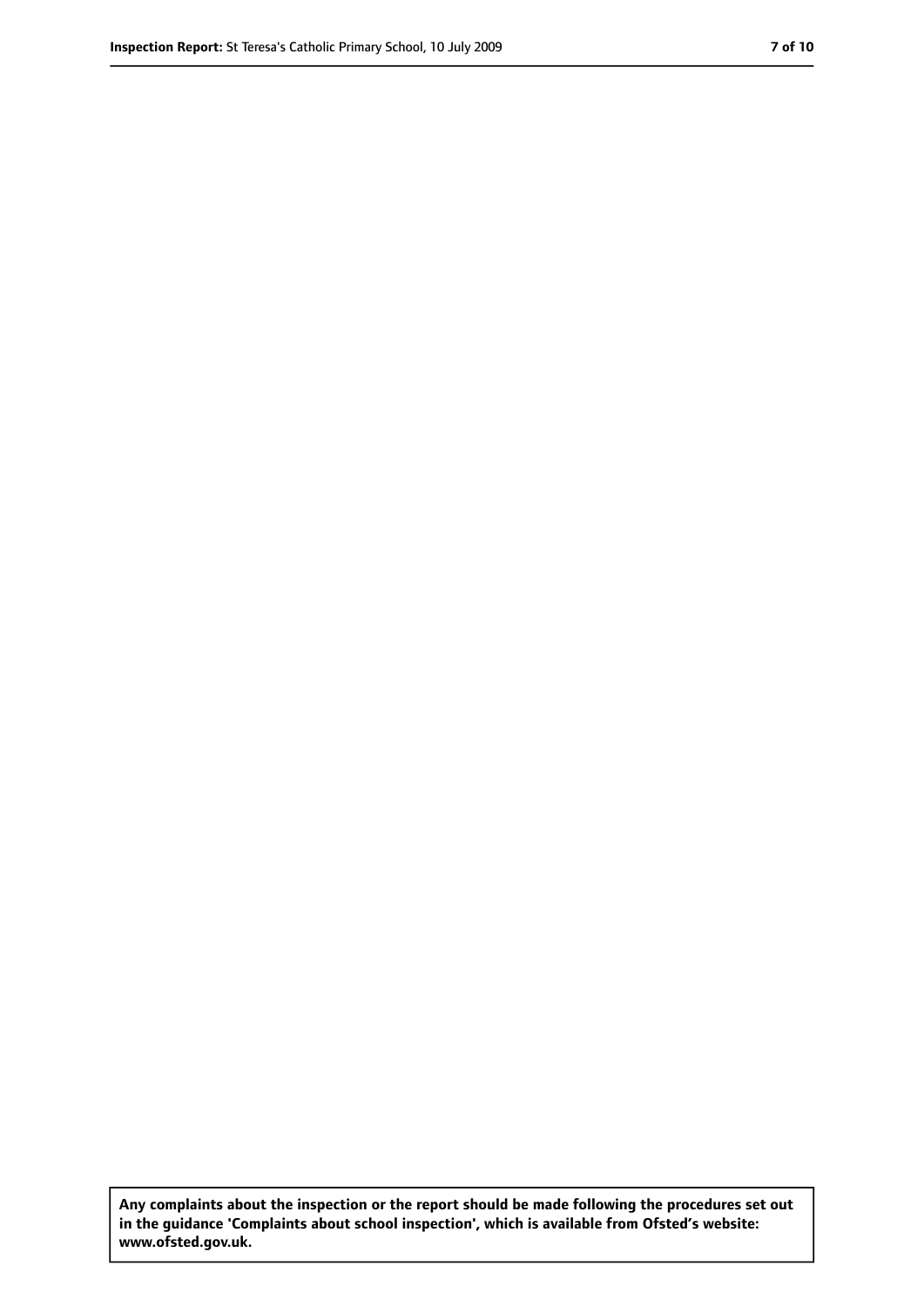**Any complaints about the inspection or the report should be made following the procedures set out in the guidance 'Complaints about school inspection', which is available from Ofsted's website: www.ofsted.gov.uk.**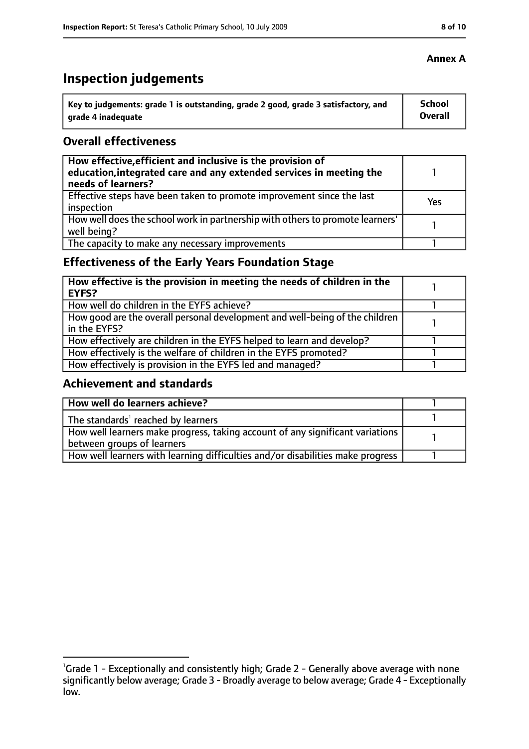**Annex A**

# Inspection judgements

| Key to judgements: grade 1 is outstanding, grade 2 good, grade 3 satisfactory, and grade 4 inadequate | School Overall |
|---|---|

## Overall effectiveness

| | |
|---|---|
| **How effective, efficient and inclusive is the provision of education, integrated care and any extended services in meeting the needs of learners?** | 1 |
| Effective steps have been taken to promote improvement since the last inspection | Yes |
| How well does the school work in partnership with others to promote learners' well being? | 1 |
| The capacity to make any necessary improvements | 1 |

## Effectiveness of the Early Years Foundation Stage

| | |
|---|---|
| **How effective is the provision in meeting the needs of children in the EYFS?** | 1 |
| How well do children in the EYFS achieve? | 1 |
| How good are the overall personal development and well-being of the children in the EYFS? | 1 |
| How effectively are children in the EYFS helped to learn and develop? | 1 |
| How effectively is the welfare of children in the EYFS promoted? | 1 |
| How effectively is provision in the EYFS led and managed? | 1 |

## Achievement and standards

| | |
|---|---|
| **How well do learners achieve?** | 1 |
| The standards[1] reached by learners | 1 |
| How well learners make progress, taking account of any significant variations between groups of learners | 1 |
| How well learners with learning difficulties and/or disabilities make progress | 1 |

[1]Grade 1 - Exceptionally and consistently high; Grade 2 - Generally above average with none significantly below average; Grade 3 - Broadly average to below average; Grade 4 - Exceptionally low.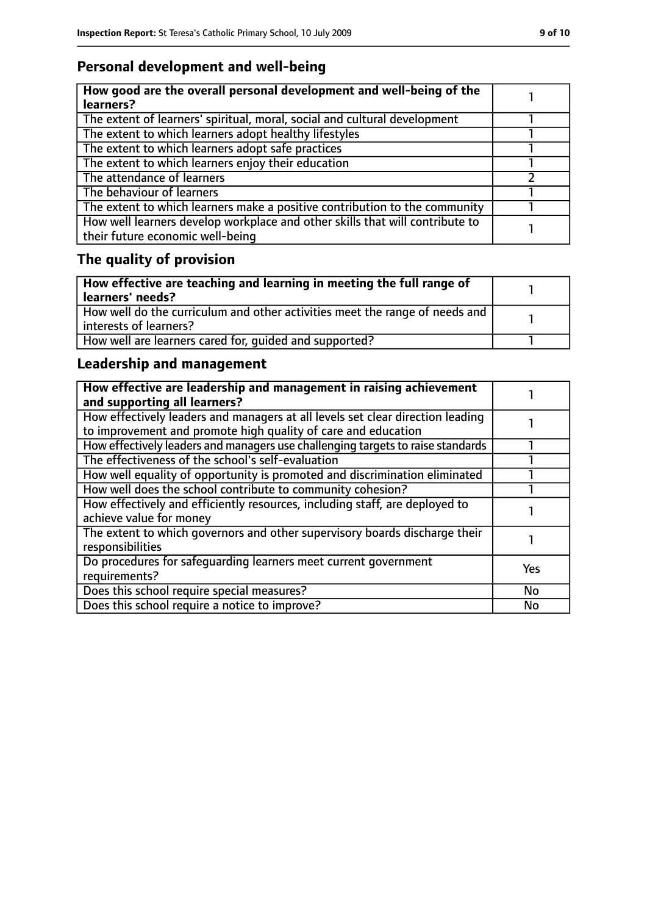## Personal development and well-being

| **How good are the overall personal development and well-being of the learners?** | 1 |
| --- | --- |
| The extent of learners' spiritual, moral, social and cultural development | 1 |
| The extent to which learners adopt healthy lifestyles | 1 |
| The extent to which learners adopt safe practices | 1 |
| The extent to which learners enjoy their education | 1 |
| The attendance of learners | 2 |
| The behaviour of learners | 1 |
| The extent to which learners make a positive contribution to the community | 1 |
| How well learners develop workplace and other skills that will contribute to their future economic well-being | 1 |

## The quality of provision

| **How effective are teaching and learning in meeting the full range of learners' needs?** | 1 |
| --- | --- |
| How well do the curriculum and other activities meet the range of needs and interests of learners? | 1 |
| How well are learners cared for, guided and supported? | 1 |

## Leadership and management

| **How effective are leadership and management in raising achievement and supporting all learners?** | 1 |
| --- | --- |
| How effectively leaders and managers at all levels set clear direction leading to improvement and promote high quality of care and education | 1 |
| How effectively leaders and managers use challenging targets to raise standards | 1 |
| The effectiveness of the school's self-evaluation | 1 |
| How well equality of opportunity is promoted and discrimination eliminated | 1 |
| How well does the school contribute to community cohesion? | 1 |
| How effectively and efficiently resources, including staff, are deployed to achieve value for money | 1 |
| The extent to which governors and other supervisory boards discharge their responsibilities | 1 |
| Do procedures for safeguarding learners meet current government requirements? | Yes |
| Does this school require special measures? | No |
| Does this school require a notice to improve? | No |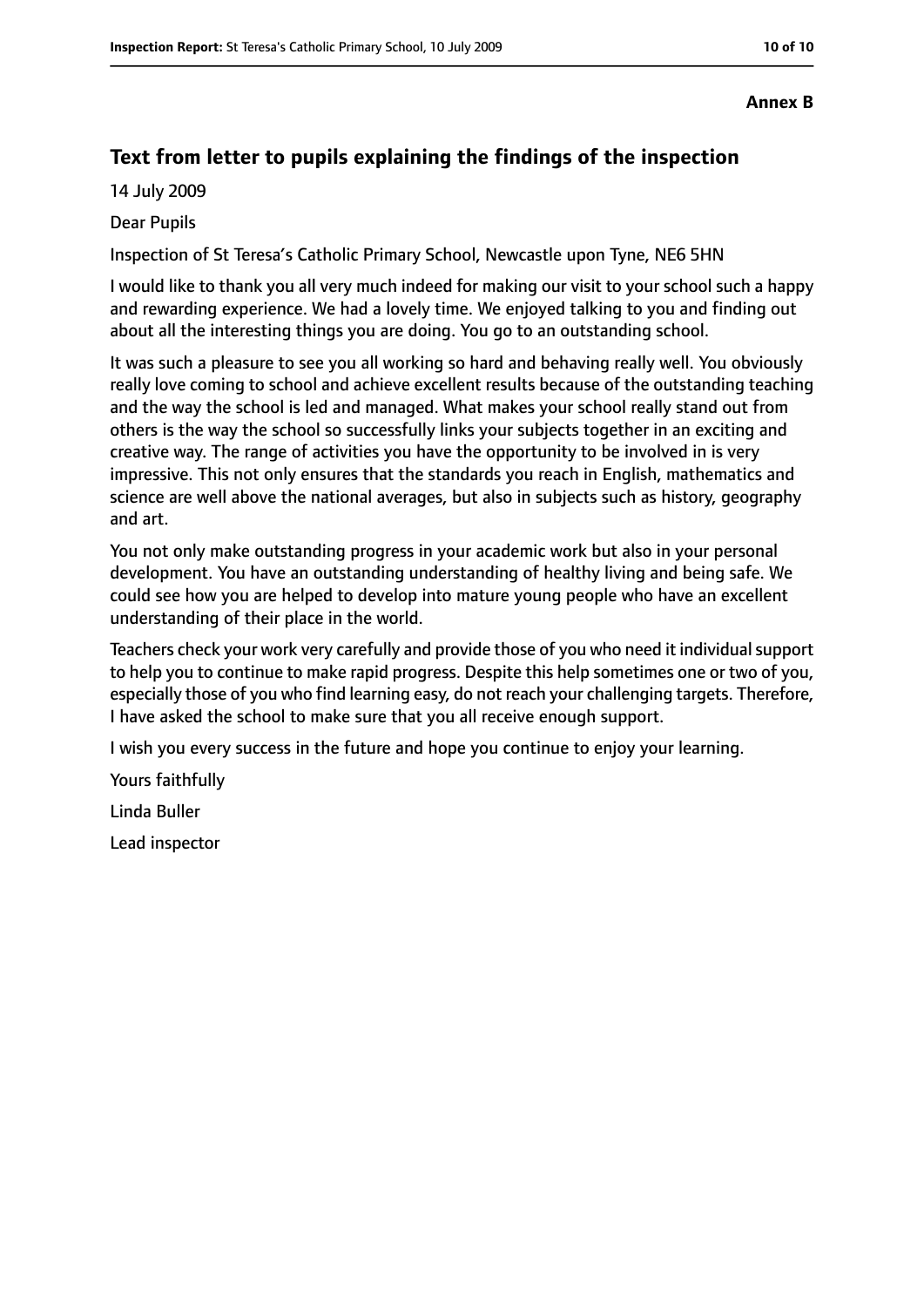**Annex B**

## Text from letter to pupils explaining the findings of the inspection

14 July 2009

Dear Pupils

Inspection of St Teresa's Catholic Primary School, Newcastle upon Tyne, NE6 5HN

I would like to thank you all very much indeed for making our visit to your school such a happy and rewarding experience. We had a lovely time. We enjoyed talking to you and finding out about all the interesting things you are doing. You go to an outstanding school.

It was such a pleasure to see you all working so hard and behaving really well. You obviously really love coming to school and achieve excellent results because of the outstanding teaching and the way the school is led and managed. What makes your school really stand out from others is the way the school so successfully links your subjects together in an exciting and creative way. The range of activities you have the opportunity to be involved in is very impressive. This not only ensures that the standards you reach in English, mathematics and science are well above the national averages, but also in subjects such as history, geography and art.

You not only make outstanding progress in your academic work but also in your personal development. You have an outstanding understanding of healthy living and being safe. We could see how you are helped to develop into mature young people who have an excellent understanding of their place in the world.

Teachers check your work very carefully and provide those of you who need it individual support to help you to continue to make rapid progress. Despite this help sometimes one or two of you, especially those of you who find learning easy, do not reach your challenging targets. Therefore, I have asked the school to make sure that you all receive enough support.

I wish you every success in the future and hope you continue to enjoy your learning.

Yours faithfully

Linda Buller

Lead inspector